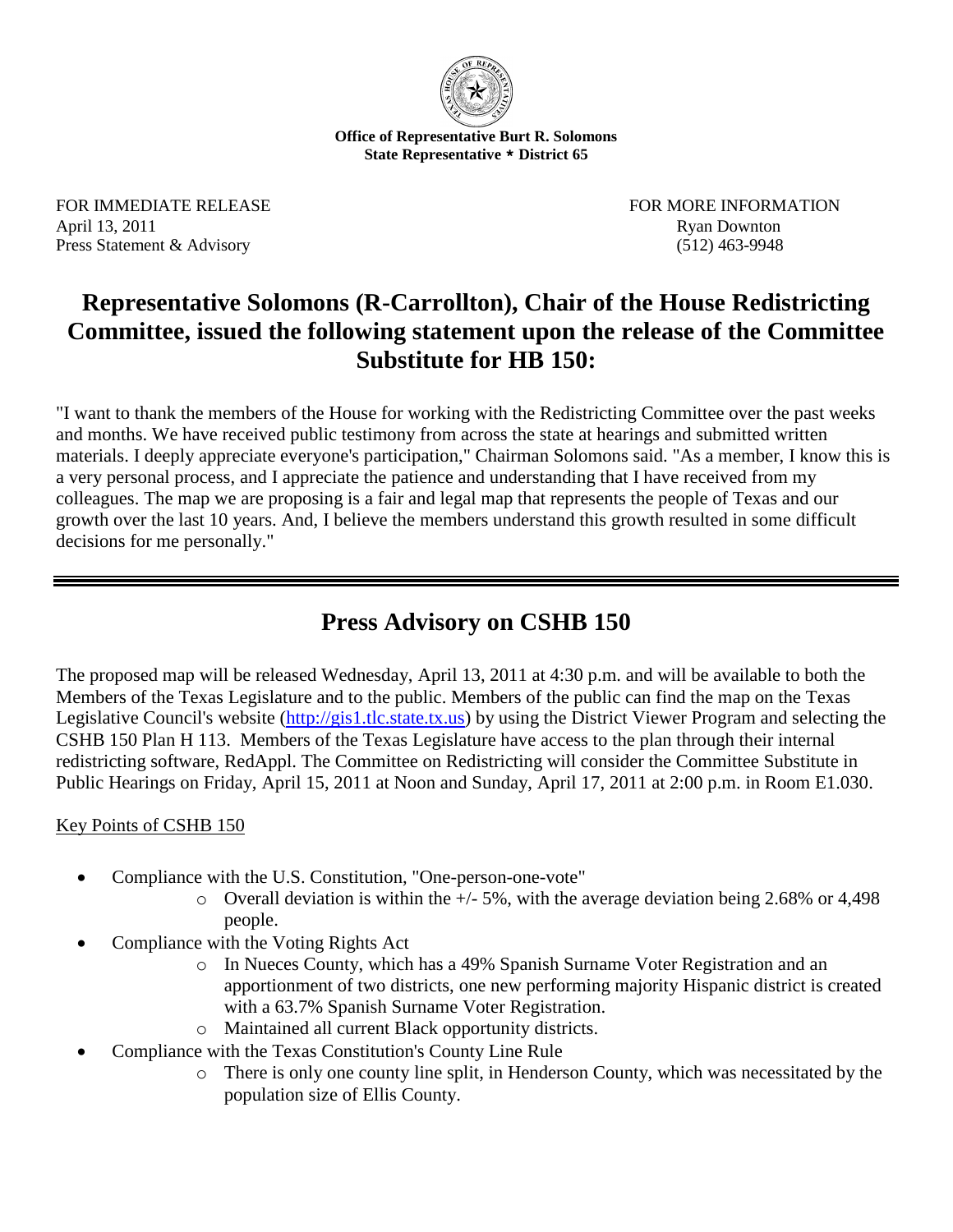**Office of Representative Burt R. Solomons**
**State Representative * District 65**

FOR IMMEDIATE RELEASE
April 13, 2011
Press Statement & Advisory

FOR MORE INFORMATION
Ryan Downton
(512) 463-9948

# Representative Solomons (R-Carrollton), Chair of the House Redistricting Committee, issued the following statement upon the release of the Committee Substitute for HB 150:

"I want to thank the members of the House for working with the Redistricting Committee over the past weeks and months. We have received public testimony from across the state at hearings and submitted written materials. I deeply appreciate everyone's participation," Chairman Solomons said. "As a member, I know this is a very personal process, and I appreciate the patience and understanding that I have received from my colleagues. The map we are proposing is a fair and legal map that represents the people of Texas and our growth over the last 10 years. And, I believe the members understand this growth resulted in some difficult decisions for me personally."

---

## Press Advisory on CSHB 150

The proposed map will be released Wednesday, April 13, 2011 at 4:30 p.m. and will be available to both the Members of the Texas Legislature and to the public. Members of the public can find the map on the Texas Legislative Council's website (http://gis1.tlc.state.tx.us) by using the District Viewer Program and selecting the CSHB 150 Plan H 113. Members of the Texas Legislature have access to the plan through their internal redistricting software, RedAppl. The Committee on Redistricting will consider the Committee Substitute in Public Hearings on Friday, April 15, 2011 at Noon and Sunday, April 17, 2011 at 2:00 p.m. in Room E1.030.

Key Points of CSHB 150

- Compliance with the U.S. Constitution, "One-person-one-vote"
  - Overall deviation is within the +/- 5%, with the average deviation being 2.68% or 4,498 people.
- Compliance with the Voting Rights Act
  - In Nueces County, which has a 49% Spanish Surname Voter Registration and an apportionment of two districts, one new performing majority Hispanic district is created with a 63.7% Spanish Surname Voter Registration.
  - Maintained all current Black opportunity districts.
- Compliance with the Texas Constitution's County Line Rule
  - There is only one county line split, in Henderson County, which was necessitated by the population size of Ellis County.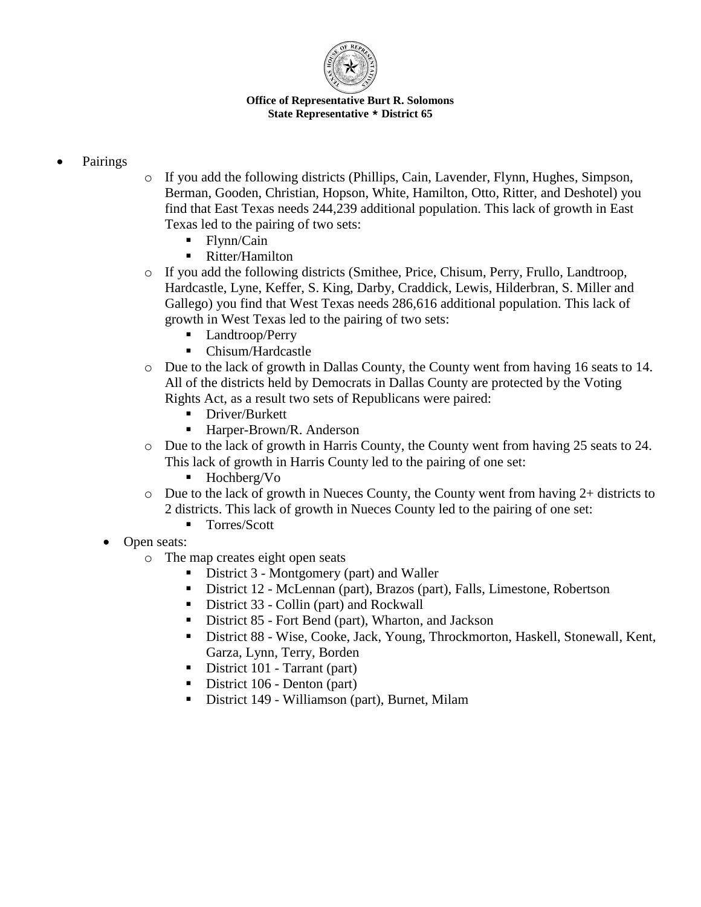**Office of Representative Burt R. Solomons**
**State Representative * District 65**

- Pairings
  - If you add the following districts (Phillips, Cain, Lavender, Flynn, Hughes, Simpson, Berman, Gooden, Christian, Hopson, White, Hamilton, Otto, Ritter, and Deshotel) you find that East Texas needs 244,239 additional population. This lack of growth in East Texas led to the pairing of two sets:
    - Flynn/Cain
    - Ritter/Hamilton
  - If you add the following districts (Smithee, Price, Chisum, Perry, Frullo, Landtroop, Hardcastle, Lyne, Keffer, S. King, Darby, Craddick, Lewis, Hilderbran, S. Miller and Gallego) you find that West Texas needs 286,616 additional population. This lack of growth in West Texas led to the pairing of two sets:
    - Landtroop/Perry
    - Chisum/Hardcastle
  - Due to the lack of growth in Dallas County, the County went from having 16 seats to 14. All of the districts held by Democrats in Dallas County are protected by the Voting Rights Act, as a result two sets of Republicans were paired:
    - Driver/Burkett
    - Harper-Brown/R. Anderson
  - Due to the lack of growth in Harris County, the County went from having 25 seats to 24. This lack of growth in Harris County led to the pairing of one set:
    - Hochberg/Vo
  - Due to the lack of growth in Nueces County, the County went from having 2+ districts to 2 districts. This lack of growth in Nueces County led to the pairing of one set:
    - Torres/Scott
- Open seats:
  - The map creates eight open seats
    - District 3 - Montgomery (part) and Waller
    - District 12 - McLennan (part), Brazos (part), Falls, Limestone, Robertson
    - District 33 - Collin (part) and Rockwall
    - District 85 - Fort Bend (part), Wharton, and Jackson
    - District 88 - Wise, Cooke, Jack, Young, Throckmorton, Haskell, Stonewall, Kent, Garza, Lynn, Terry, Borden
    - District 101 - Tarrant (part)
    - District 106 - Denton (part)
    - District 149 - Williamson (part), Burnet, Milam